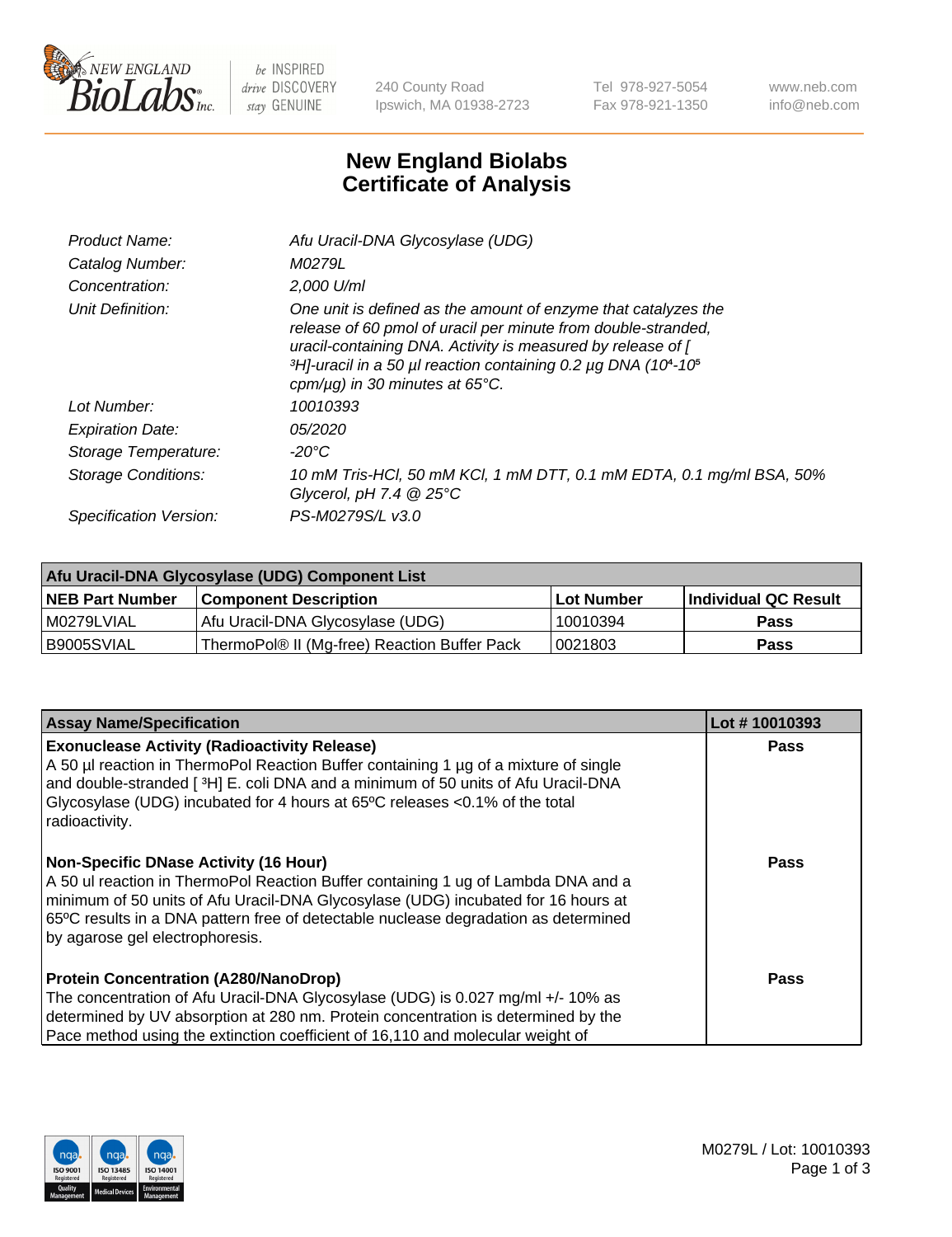# New England Biolabs Certificate of Analysis

| | |
|---|---|
| *Product Name:* | *Afu Uracil-DNA Glycosylase (UDG)* |
| *Catalog Number:* | *M0279L* |
| *Concentration:* | *2,000 U/ml* |
| *Unit Definition:* | *One unit is defined as the amount of enzyme that catalyzes the release of 60 pmol of uracil per minute from double-stranded, uracil-containing DNA. Activity is measured by release of [ $^3$H]-uracil in a 50 µl reaction containing 0.2 µg DNA ($10^4$-$10^5$ cpm/µg) in 30 minutes at 65°C.* |
| *Lot Number:* | *10010393* |
| *Expiration Date:* | *05/2020* |
| *Storage Temperature:* | *-20°C* |
| *Storage Conditions:* | *10 mM Tris-HCl, 50 mM KCl, 1 mM DTT, 0.1 mM EDTA, 0.1 mg/ml BSA, 50% Glycerol, pH 7.4 @ 25°C* |
| *Specification Version:* | *PS-M0279S/L v3.0* |

| Afu Uracil-DNA Glycosylase (UDG) Component List | | | |
|---|---|---|---|
| **NEB Part Number** | **Component Description** | **Lot Number** | **Individual QC Result** |
| M0279LVIAL | Afu Uracil-DNA Glycosylase (UDG) | 10010394 | **Pass** |
| B9005SVIAL | ThermoPol® II (Mg-free) Reaction Buffer Pack | 0021803 | **Pass** |

| Assay Name/Specification | Lot # 10010393 |
|---|---|
| **Exonuclease Activity (Radioactivity Release)**<br>A 50 µl reaction in ThermoPol Reaction Buffer containing 1 µg of a mixture of single and double-stranded [ $^3$H] E. coli DNA and a minimum of 50 units of Afu Uracil-DNA Glycosylase (UDG) incubated for 4 hours at 65ºC releases <0.1% of the total radioactivity. | **Pass** |
| **Non-Specific DNase Activity (16 Hour)**<br>A 50 ul reaction in ThermoPol Reaction Buffer containing 1 ug of Lambda DNA and a minimum of 50 units of Afu Uracil-DNA Glycosylase (UDG) incubated for 16 hours at 65ºC results in a DNA pattern free of detectable nuclease degradation as determined by agarose gel electrophoresis. | **Pass** |
| **Protein Concentration (A280/NanoDrop)**<br>The concentration of Afu Uracil-DNA Glycosylase (UDG) is 0.027 mg/ml +/- 10% as determined by UV absorption at 280 nm. Protein concentration is determined by the Pace method using the extinction coefficient of 16,110 and molecular weight of | **Pass** |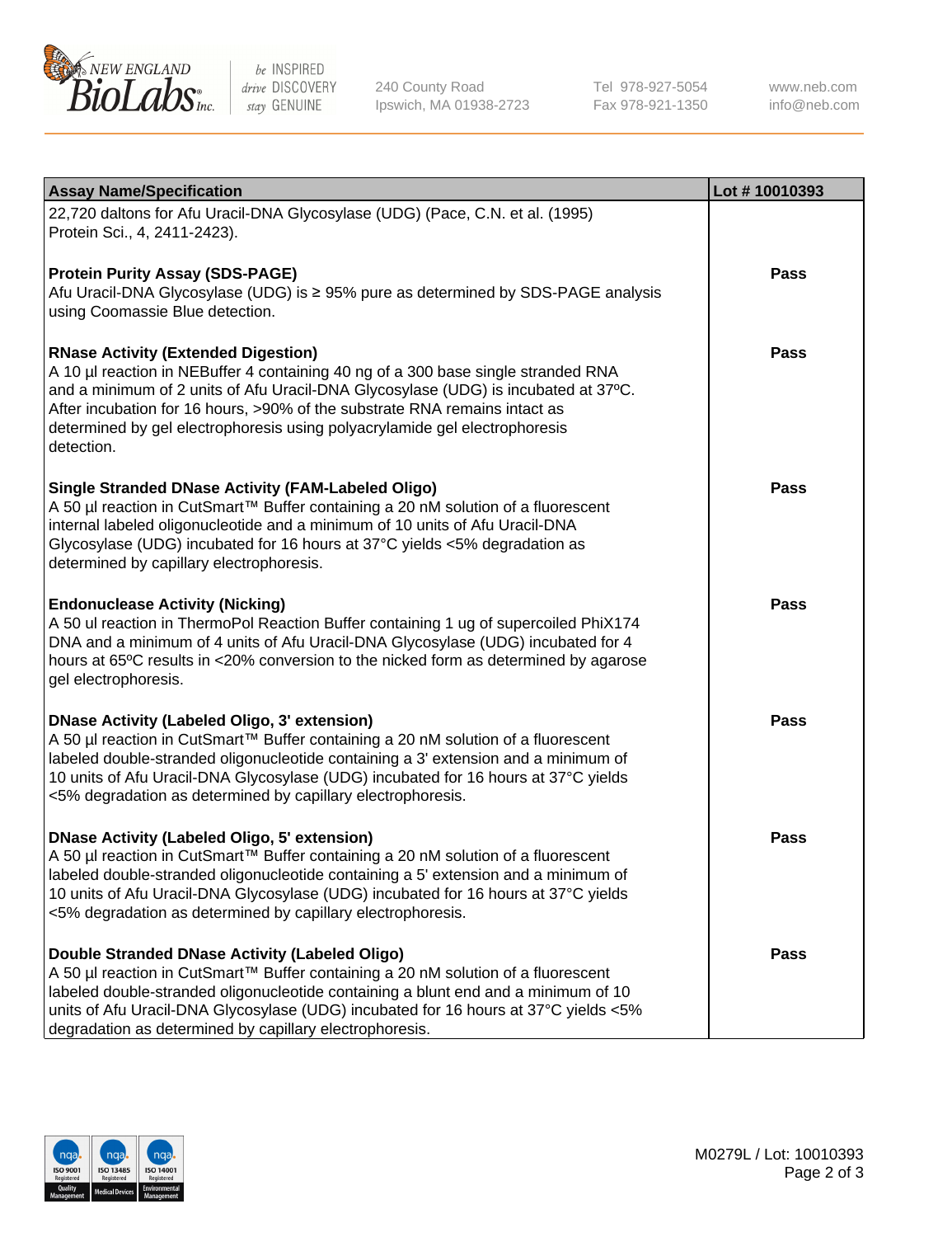| Assay Name/Specification | Lot # 10010393 |
| --- | --- |
| 22,720 daltons for Afu Uracil-DNA Glycosylase (UDG) (Pace, C.N. et al. (1995) Protein Sci., 4, 2411-2423). | |
| **Protein Purity Assay (SDS-PAGE)**<br>Afu Uracil-DNA Glycosylase (UDG) is ≥ 95% pure as determined by SDS-PAGE analysis using Coomassie Blue detection. | **Pass** |
| **RNase Activity (Extended Digestion)**<br>A 10 µl reaction in NEBuffer 4 containing 40 ng of a 300 base single stranded RNA and a minimum of 2 units of Afu Uracil-DNA Glycosylase (UDG) is incubated at 37ºC. After incubation for 16 hours, >90% of the substrate RNA remains intact as determined by gel electrophoresis using polyacrylamide gel electrophoresis detection. | **Pass** |
| **Single Stranded DNase Activity (FAM-Labeled Oligo)**<br>A 50 µl reaction in CutSmart™ Buffer containing a 20 nM solution of a fluorescent internal labeled oligonucleotide and a minimum of 10 units of Afu Uracil-DNA Glycosylase (UDG) incubated for 16 hours at 37°C yields <5% degradation as determined by capillary electrophoresis. | **Pass** |
| **Endonuclease Activity (Nicking)**<br>A 50 ul reaction in ThermoPol Reaction Buffer containing 1 ug of supercoiled PhiX174 DNA and a minimum of 4 units of Afu Uracil-DNA Glycosylase (UDG) incubated for 4 hours at 65ºC results in <20% conversion to the nicked form as determined by agarose gel electrophoresis. | **Pass** |
| **DNase Activity (Labeled Oligo, 3' extension)**<br>A 50 µl reaction in CutSmart™ Buffer containing a 20 nM solution of a fluorescent labeled double-stranded oligonucleotide containing a 3' extension and a minimum of 10 units of Afu Uracil-DNA Glycosylase (UDG) incubated for 16 hours at 37°C yields <5% degradation as determined by capillary electrophoresis. | **Pass** |
| **DNase Activity (Labeled Oligo, 5' extension)**<br>A 50 µl reaction in CutSmart™ Buffer containing a 20 nM solution of a fluorescent labeled double-stranded oligonucleotide containing a 5' extension and a minimum of 10 units of Afu Uracil-DNA Glycosylase (UDG) incubated for 16 hours at 37°C yields <5% degradation as determined by capillary electrophoresis. | **Pass** |
| **Double Stranded DNase Activity (Labeled Oligo)**<br>A 50 µl reaction in CutSmart™ Buffer containing a 20 nM solution of a fluorescent labeled double-stranded oligonucleotide containing a blunt end and a minimum of 10 units of Afu Uracil-DNA Glycosylase (UDG) incubated for 16 hours at 37°C yields <5% degradation as determined by capillary electrophoresis. | **Pass** |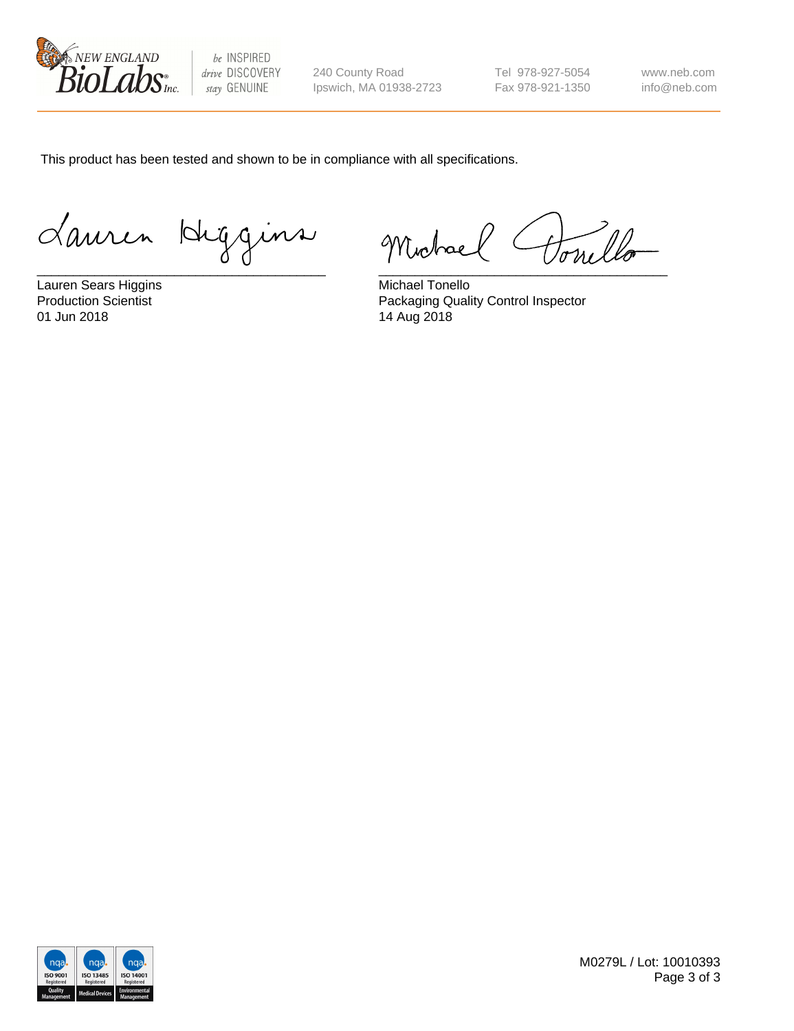This product has been tested and shown to be in compliance with all specifications.

Lauren Sears Higgins
Production Scientist
01 Jun 2018

Michael Tonello
Packaging Quality Control Inspector
14 Aug 2018

M0279L / Lot: 10010393